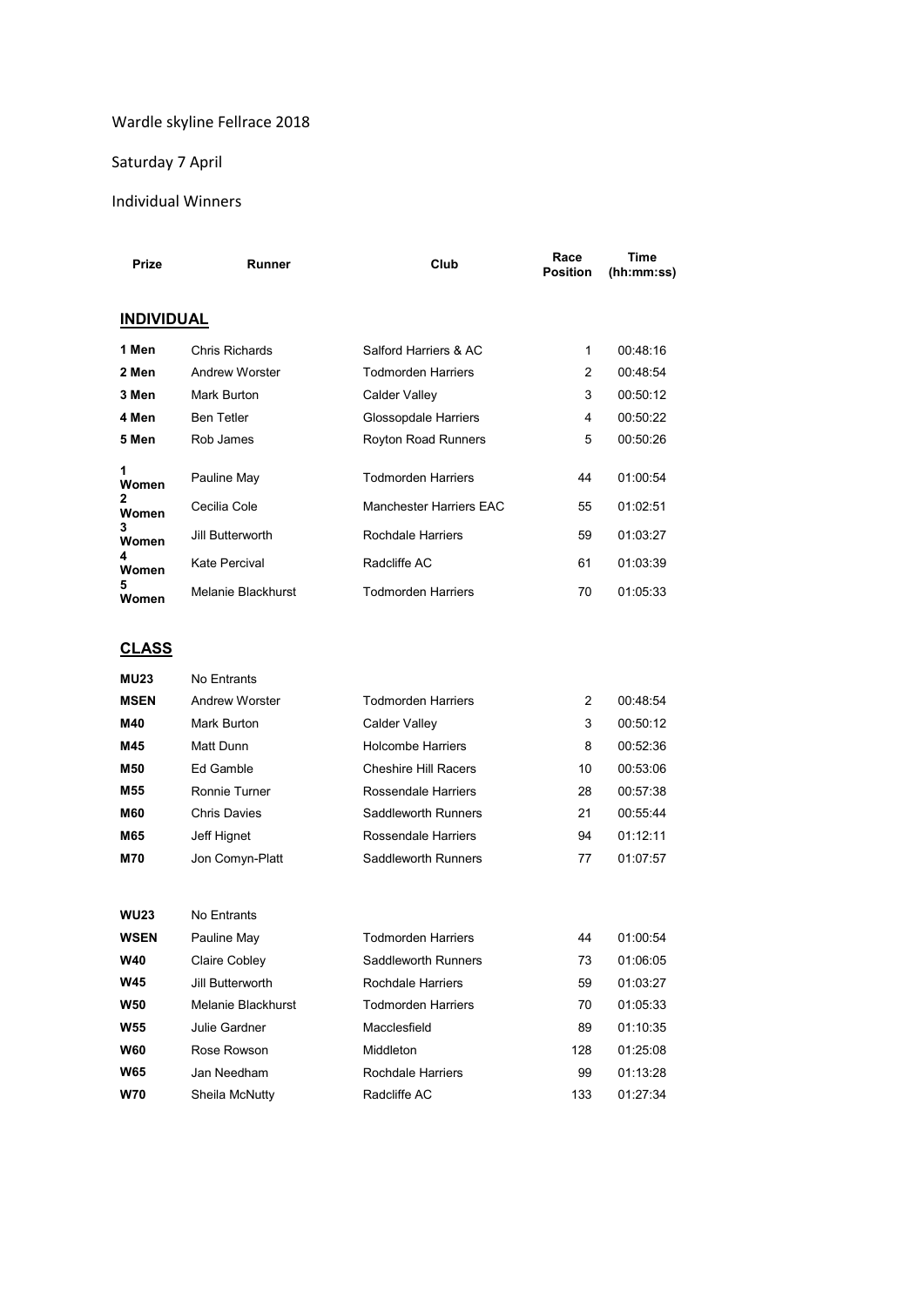Wardle skyline Fellrace 2018

Saturday 7 April

Individual Winners

| Prize | Runner | Club | Race Position | Time (hh:mm:ss) |
|---|---|---|---|---|
| **INDIVIDUAL** | | | | |
| **1 Men** | Chris Richards | Salford Harriers & AC | 1 | 00:48:16 |
| **2 Men** | Andrew Worster | Todmorden Harriers | 2 | 00:48:54 |
| **3 Men** | Mark Burton | Calder Valley | 3 | 00:50:12 |
| **4 Men** | Ben Tetler | Glossopdale Harriers | 4 | 00:50:22 |
| **5 Men** | Rob James | Royton Road Runners | 5 | 00:50:26 |
| **1 Women** | Pauline May | Todmorden Harriers | 44 | 01:00:54 |
| **2 Women** | Cecilia Cole | Manchester Harriers EAC | 55 | 01:02:51 |
| **3 Women** | Jill Butterworth | Rochdale Harriers | 59 | 01:03:27 |
| **4 Women** | Kate Percival | Radcliffe AC | 61 | 01:03:39 |
| **5 Women** | Melanie Blackhurst | Todmorden Harriers | 70 | 01:05:33 |
| **CLASS** | | | | |
| **MU23** | No Entrants | | | |
| **MSEN** | Andrew Worster | Todmorden Harriers | 2 | 00:48:54 |
| **M40** | Mark Burton | Calder Valley | 3 | 00:50:12 |
| **M45** | Matt Dunn | Holcombe Harriers | 8 | 00:52:36 |
| **M50** | Ed Gamble | Cheshire Hill Racers | 10 | 00:53:06 |
| **M55** | Ronnie Turner | Rossendale Harriers | 28 | 00:57:38 |
| **M60** | Chris Davies | Saddleworth Runners | 21 | 00:55:44 |
| **M65** | Jeff Hignet | Rossendale Harriers | 94 | 01:12:11 |
| **M70** | Jon Comyn-Platt | Saddleworth Runners | 77 | 01:07:57 |
| **WU23** | No Entrants | | | |
| **WSEN** | Pauline May | Todmorden Harriers | 44 | 01:00:54 |
| **W40** | Claire Cobley | Saddleworth Runners | 73 | 01:06:05 |
| **W45** | Jill Butterworth | Rochdale Harriers | 59 | 01:03:27 |
| **W50** | Melanie Blackhurst | Todmorden Harriers | 70 | 01:05:33 |
| **W55** | Julie Gardner | Macclesfield | 89 | 01:10:35 |
| **W60** | Rose Rowson | Middleton | 128 | 01:25:08 |
| **W65** | Jan Needham | Rochdale Harriers | 99 | 01:13:28 |
| **W70** | Sheila McNutty | Radcliffe AC | 133 | 01:27:34 |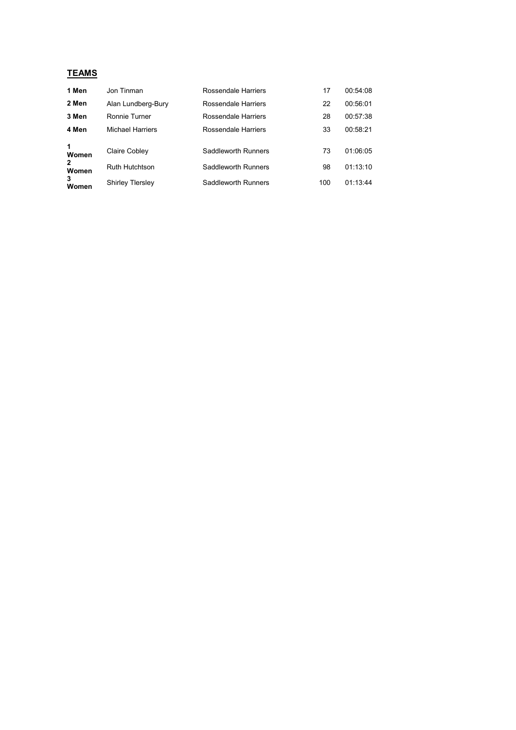## TEAMS

| | | | | |
|---|---|---|---|---|
| **1 Men** | Jon Tinman | Rossendale Harriers | 17 | 00:54:08 |
| **2 Men** | Alan Lundberg-Bury | Rossendale Harriers | 22 | 00:56:01 |
| **3 Men** | Ronnie Turner | Rossendale Harriers | 28 | 00:57:38 |
| **4 Men** | Michael Harriers | Rossendale Harriers | 33 | 00:58:21 |
| **1 Women** | Claire Cobley | Saddleworth Runners | 73 | 01:06:05 |
| **2 Women** | Ruth Hutchtson | Saddleworth Runners | 98 | 01:13:10 |
| **3 Women** | Shirley Tlersley | Saddleworth Runners | 100 | 01:13:44 |